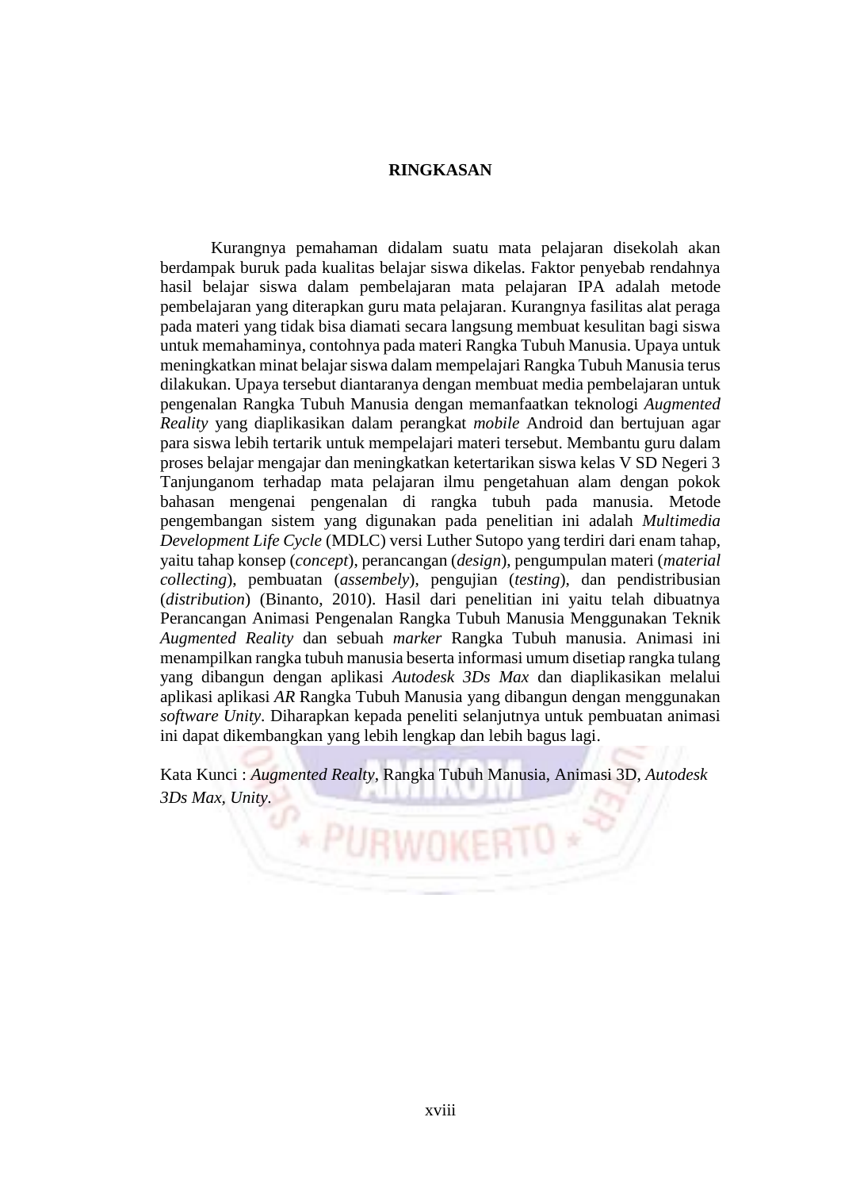# RINGKASAN

Kurangnya pemahaman didalam suatu mata pelajaran disekolah akan berdampak buruk pada kualitas belajar siswa dikelas. Faktor penyebab rendahnya hasil belajar siswa dalam pembelajaran mata pelajaran IPA adalah metode pembelajaran yang diterapkan guru mata pelajaran. Kurangnya fasilitas alat peraga pada materi yang tidak bisa diamati secara langsung membuat kesulitan bagi siswa untuk memahaminya, contohnya pada materi Rangka Tubuh Manusia. Upaya untuk meningkatkan minat belajar siswa dalam mempelajari Rangka Tubuh Manusia terus dilakukan. Upaya tersebut diantaranya dengan membuat media pembelajaran untuk pengenalan Rangka Tubuh Manusia dengan memanfaatkan teknologi *Augmented Reality* yang diaplikasikan dalam perangkat *mobile* Android dan bertujuan agar para siswa lebih tertarik untuk mempelajari materi tersebut. Membantu guru dalam proses belajar mengajar dan meningkatkan ketertarikan siswa kelas V SD Negeri 3 Tanjunganom terhadap mata pelajaran ilmu pengetahuan alam dengan pokok bahasan mengenai pengenalan di rangka tubuh pada manusia. Metode pengembangan sistem yang digunakan pada penelitian ini adalah *Multimedia Development Life Cycle* (MDLC) versi Luther Sutopo yang terdiri dari enam tahap, yaitu tahap konsep (*concept*), perancangan (*design*), pengumpulan materi (*material collecting*), pembuatan (*assembely*), pengujian (*testing*), dan pendistribusian (*distribution*) (Binanto, 2010). Hasil dari penelitian ini yaitu telah dibuatnya Perancangan Animasi Pengenalan Rangka Tubuh Manusia Menggunakan Teknik *Augmented Reality* dan sebuah *marker* Rangka Tubuh manusia. Animasi ini menampilkan rangka tubuh manusia beserta informasi umum disetiap rangka tulang yang dibangun dengan aplikasi *Autodesk 3Ds Max* dan diaplikasikan melalui aplikasi aplikasi *AR* Rangka Tubuh Manusia yang dibangun dengan menggunakan *software Unity*. Diharapkan kepada peneliti selanjutnya untuk pembuatan animasi ini dapat dikembangkan yang lebih lengkap dan lebih bagus lagi.

Kata Kunci : *Augmented Realty*, Rangka Tubuh Manusia, Animasi 3D, *Autodesk 3Ds Max, Unity.*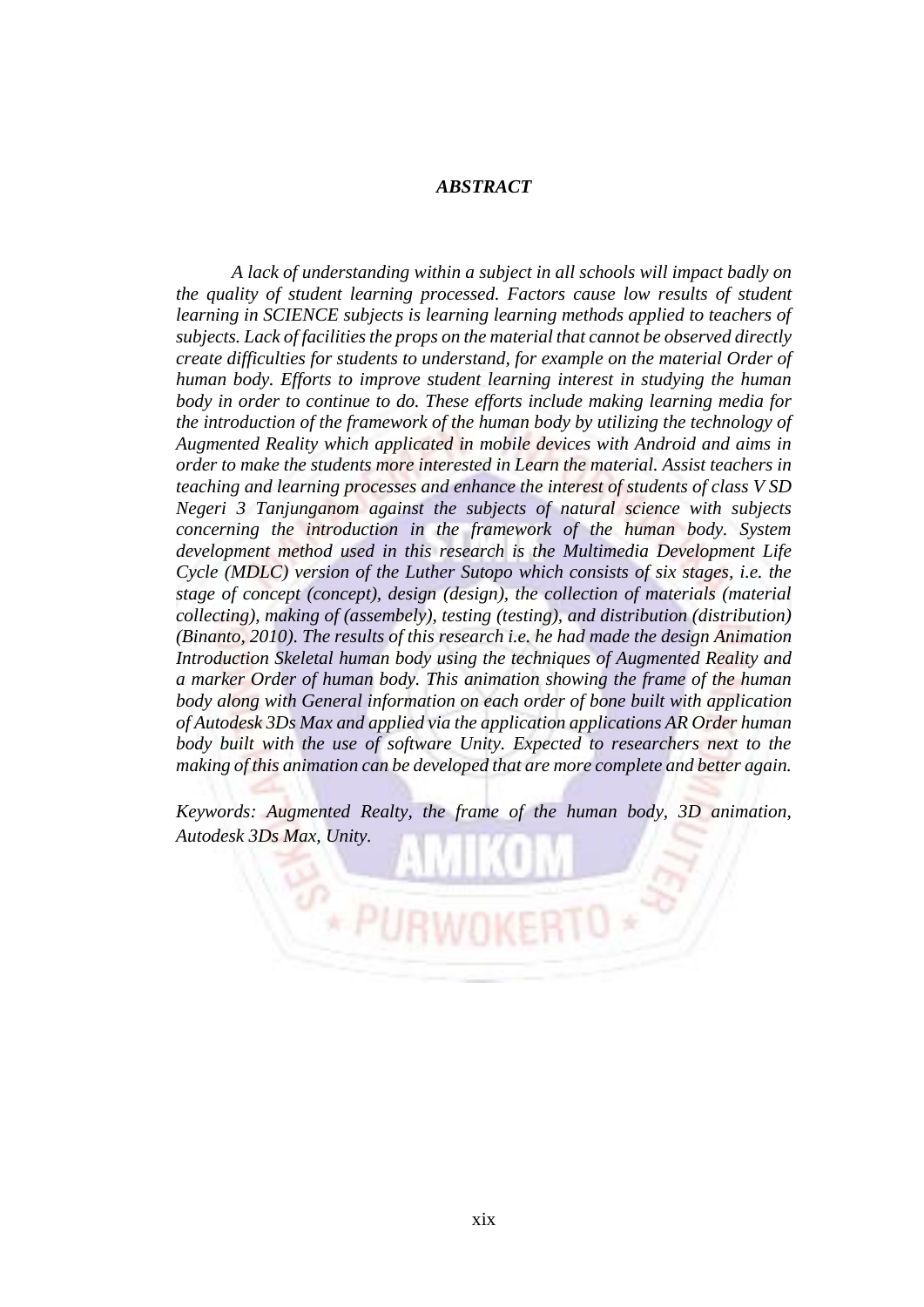# *ABSTRACT*

*A lack of understanding within a subject in all schools will impact badly on the quality of student learning processed. Factors cause low results of student learning in SCIENCE subjects is learning learning methods applied to teachers of subjects. Lack of facilities the props on the material that cannot be observed directly create difficulties for students to understand, for example on the material Order of human body. Efforts to improve student learning interest in studying the human body in order to continue to do. These efforts include making learning media for the introduction of the framework of the human body by utilizing the technology of Augmented Reality which applicated in mobile devices with Android and aims in order to make the students more interested in Learn the material. Assist teachers in teaching and learning processes and enhance the interest of students of class V SD Negeri 3 Tanjunganom against the subjects of natural science with subjects concerning the introduction in the framework of the human body. System development method used in this research is the Multimedia Development Life Cycle (MDLC) version of the Luther Sutopo which consists of six stages, i.e. the stage of concept (concept), design (design), the collection of materials (material collecting), making of (assembely), testing (testing), and distribution (distribution) (Binanto, 2010). The results of this research i.e. he had made the design Animation Introduction Skeletal human body using the techniques of Augmented Reality and a marker Order of human body. This animation showing the frame of the human body along with General information on each order of bone built with application of Autodesk 3Ds Max and applied via the application applications AR Order human body built with the use of software Unity. Expected to researchers next to the making of this animation can be developed that are more complete and better again.*

*Keywords: Augmented Realty, the frame of the human body, 3D animation, Autodesk 3Ds Max, Unity.*